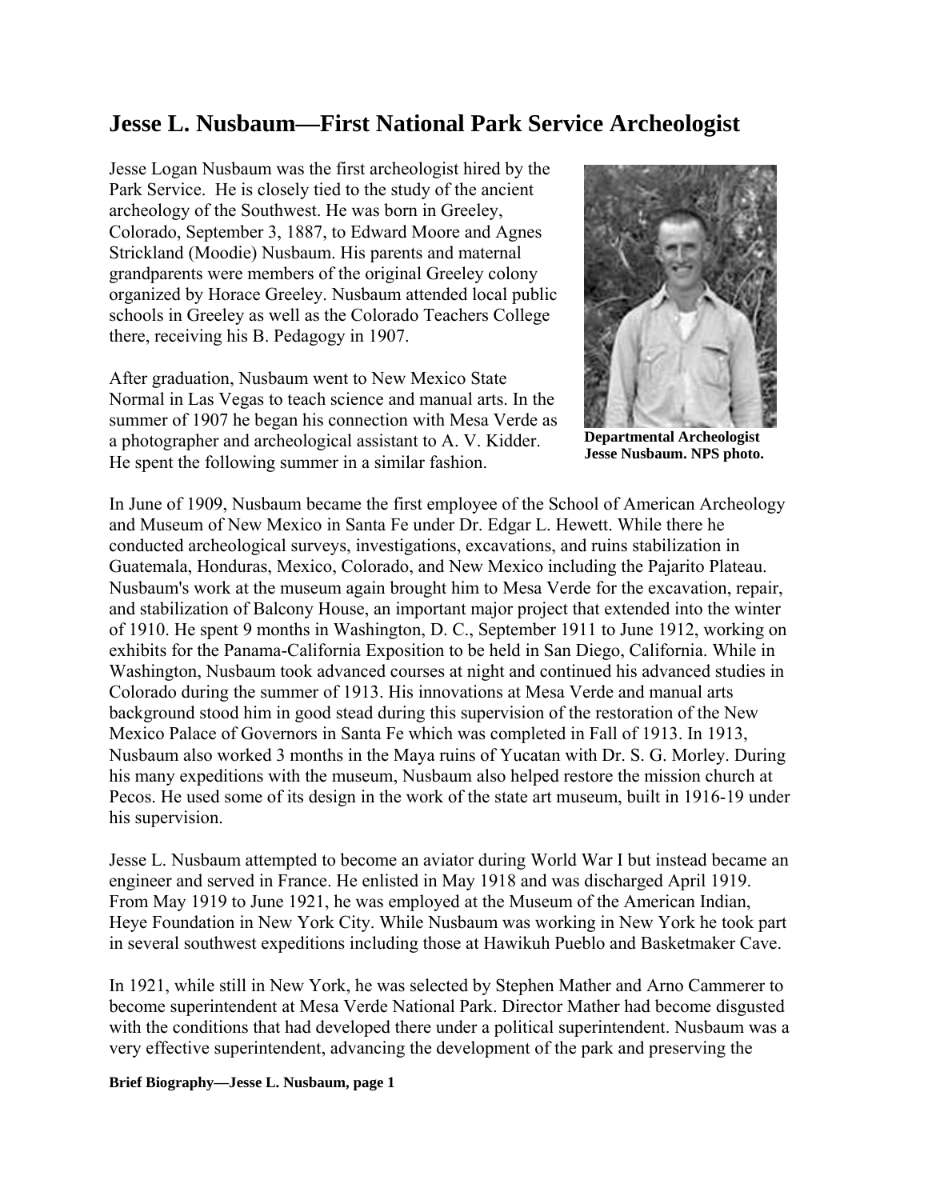# Jesse L. Nusbaum—First National Park Service Archeologist

Jesse Logan Nusbaum was the first archeologist hired by the Park Service. He is closely tied to the study of the ancient archeology of the Southwest. He was born in Greeley, Colorado, September 3, 1887, to Edward Moore and Agnes Strickland (Moodie) Nusbaum. His parents and maternal grandparents were members of the original Greeley colony organized by Horace Greeley. Nusbaum attended local public schools in Greeley as well as the Colorado Teachers College there, receiving his B. Pedagogy in 1907.

**Departmental Archeologist Jesse Nusbaum. NPS photo.**

After graduation, Nusbaum went to New Mexico State Normal in Las Vegas to teach science and manual arts. In the summer of 1907 he began his connection with Mesa Verde as a photographer and archeological assistant to A. V. Kidder. He spent the following summer in a similar fashion.

In June of 1909, Nusbaum became the first employee of the School of American Archeology and Museum of New Mexico in Santa Fe under Dr. Edgar L. Hewett. While there he conducted archeological surveys, investigations, excavations, and ruins stabilization in Guatemala, Honduras, Mexico, Colorado, and New Mexico including the Pajarito Plateau. Nusbaum's work at the museum again brought him to Mesa Verde for the excavation, repair, and stabilization of Balcony House, an important major project that extended into the winter of 1910. He spent 9 months in Washington, D. C., September 1911 to June 1912, working on exhibits for the Panama-California Exposition to be held in San Diego, California. While in Washington, Nusbaum took advanced courses at night and continued his advanced studies in Colorado during the summer of 1913. His innovations at Mesa Verde and manual arts background stood him in good stead during this supervision of the restoration of the New Mexico Palace of Governors in Santa Fe which was completed in Fall of 1913. In 1913, Nusbaum also worked 3 months in the Maya ruins of Yucatan with Dr. S. G. Morley. During his many expeditions with the museum, Nusbaum also helped restore the mission church at Pecos. He used some of its design in the work of the state art museum, built in 1916-19 under his supervision.

Jesse L. Nusbaum attempted to become an aviator during World War I but instead became an engineer and served in France. He enlisted in May 1918 and was discharged April 1919. From May 1919 to June 1921, he was employed at the Museum of the American Indian, Heye Foundation in New York City. While Nusbaum was working in New York he took part in several southwest expeditions including those at Hawikuh Pueblo and Basketmaker Cave.

In 1921, while still in New York, he was selected by Stephen Mather and Arno Cammerer to become superintendent at Mesa Verde National Park. Director Mather had become disgusted with the conditions that had developed there under a political superintendent. Nusbaum was a very effective superintendent, advancing the development of the park and preserving the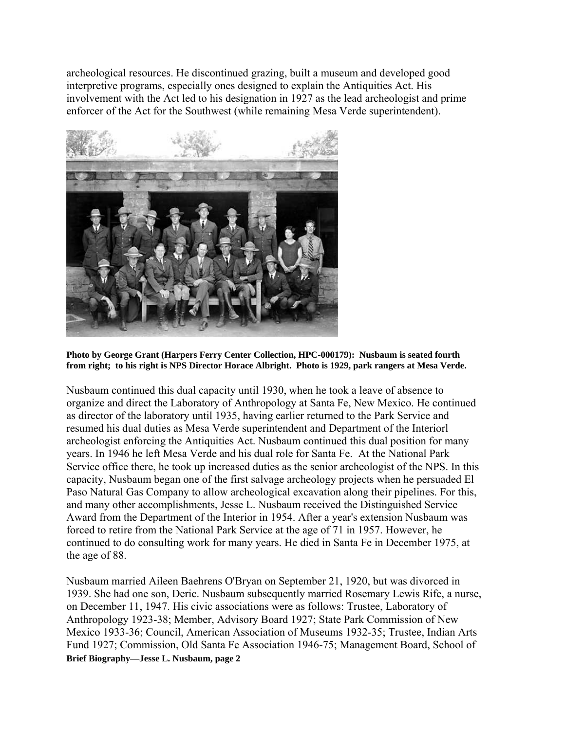archeological resources. He discontinued grazing, built a museum and developed good interpretive programs, especially ones designed to explain the Antiquities Act. His involvement with the Act led to his designation in 1927 as the lead archeologist and prime enforcer of the Act for the Southwest (while remaining Mesa Verde superintendent).

**Photo by George Grant (Harpers Ferry Center Collection, HPC-000179): Nusbaum is seated fourth from right; to his right is NPS Director Horace Albright. Photo is 1929, park rangers at Mesa Verde.**

Nusbaum continued this dual capacity until 1930, when he took a leave of absence to organize and direct the Laboratory of Anthropology at Santa Fe, New Mexico. He continued as director of the laboratory until 1935, having earlier returned to the Park Service and resumed his dual duties as Mesa Verde superintendent and Department of the Interiorl archeologist enforcing the Antiquities Act. Nusbaum continued this dual position for many years. In 1946 he left Mesa Verde and his dual role for Santa Fe. At the National Park Service office there, he took up increased duties as the senior archeologist of the NPS. In this capacity, Nusbaum began one of the first salvage archeology projects when he persuaded El Paso Natural Gas Company to allow archeological excavation along their pipelines. For this, and many other accomplishments, Jesse L. Nusbaum received the Distinguished Service Award from the Department of the Interior in 1954. After a year's extension Nusbaum was forced to retire from the National Park Service at the age of 71 in 1957. However, he continued to do consulting work for many years. He died in Santa Fe in December 1975, at the age of 88.

Nusbaum married Aileen Baehrens O'Bryan on September 21, 1920, but was divorced in 1939. She had one son, Deric. Nusbaum subsequently married Rosemary Lewis Rife, a nurse, on December 11, 1947. His civic associations were as follows: Trustee, Laboratory of Anthropology 1923-38; Member, Advisory Board 1927; State Park Commission of New Mexico 1933-36; Council, American Association of Museums 1932-35; Trustee, Indian Arts Fund 1927; Commission, Old Santa Fe Association 1946-75; Management Board, School of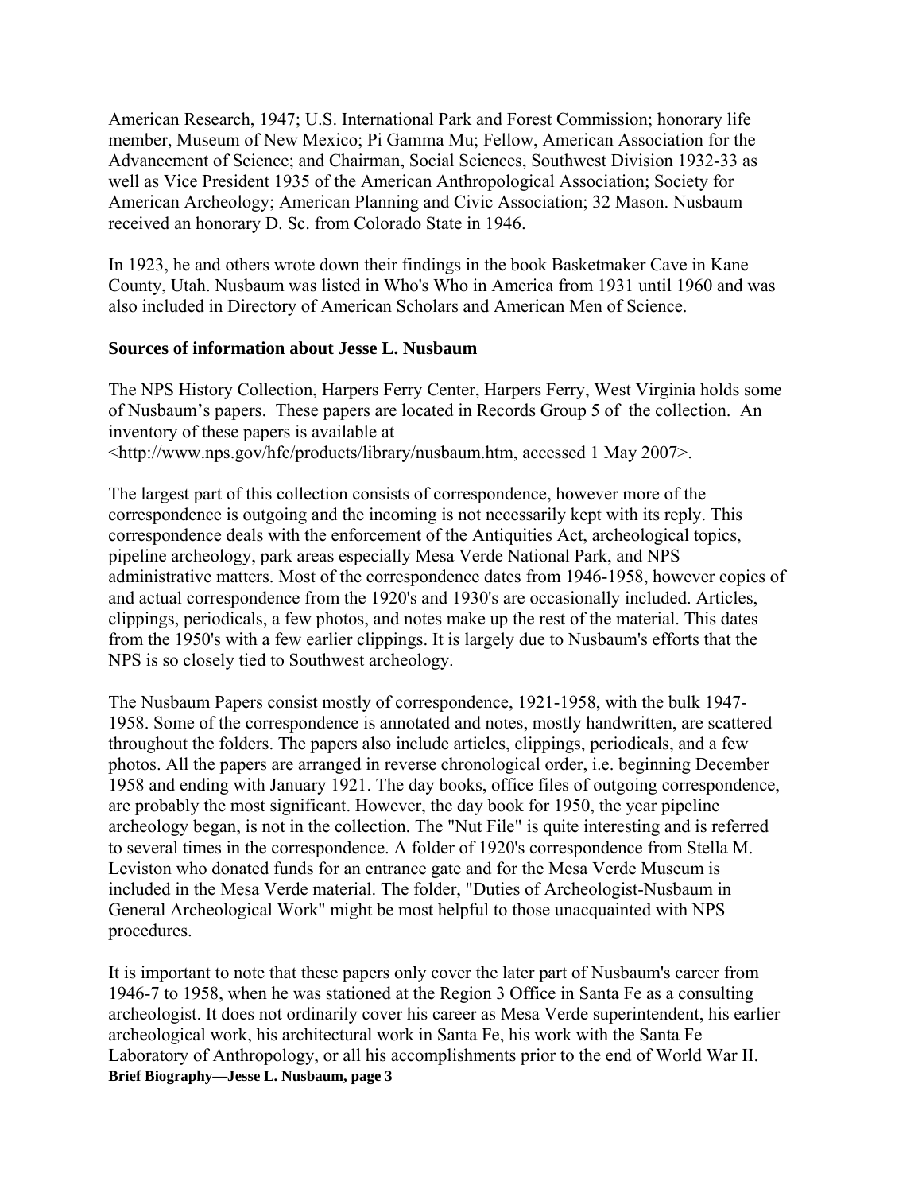American Research, 1947; U.S. International Park and Forest Commission; honorary life member, Museum of New Mexico; Pi Gamma Mu; Fellow, American Association for the Advancement of Science; and Chairman, Social Sciences, Southwest Division 1932-33 as well as Vice President 1935 of the American Anthropological Association; Society for American Archeology; American Planning and Civic Association; 32 Mason. Nusbaum received an honorary D. Sc. from Colorado State in 1946.

In 1923, he and others wrote down their findings in the book Basketmaker Cave in Kane County, Utah. Nusbaum was listed in Who's Who in America from 1931 until 1960 and was also included in Directory of American Scholars and American Men of Science.

**Sources of information about Jesse L. Nusbaum**

The NPS History Collection, Harpers Ferry Center, Harpers Ferry, West Virginia holds some of Nusbaum's papers. These papers are located in Records Group 5 of the collection. An inventory of these papers is available at <http://www.nps.gov/hfc/products/library/nusbaum.htm, accessed 1 May 2007>.

The largest part of this collection consists of correspondence, however more of the correspondence is outgoing and the incoming is not necessarily kept with its reply. This correspondence deals with the enforcement of the Antiquities Act, archeological topics, pipeline archeology, park areas especially Mesa Verde National Park, and NPS administrative matters. Most of the correspondence dates from 1946-1958, however copies of and actual correspondence from the 1920's and 1930's are occasionally included. Articles, clippings, periodicals, a few photos, and notes make up the rest of the material. This dates from the 1950's with a few earlier clippings. It is largely due to Nusbaum's efforts that the NPS is so closely tied to Southwest archeology.

The Nusbaum Papers consist mostly of correspondence, 1921-1958, with the bulk 1947-1958. Some of the correspondence is annotated and notes, mostly handwritten, are scattered throughout the folders. The papers also include articles, clippings, periodicals, and a few photos. All the papers are arranged in reverse chronological order, i.e. beginning December 1958 and ending with January 1921. The day books, office files of outgoing correspondence, are probably the most significant. However, the day book for 1950, the year pipeline archeology began, is not in the collection. The "Nut File" is quite interesting and is referred to several times in the correspondence. A folder of 1920's correspondence from Stella M. Leviston who donated funds for an entrance gate and for the Mesa Verde Museum is included in the Mesa Verde material. The folder, "Duties of Archeologist-Nusbaum in General Archeological Work" might be most helpful to those unacquainted with NPS procedures.

It is important to note that these papers only cover the later part of Nusbaum's career from 1946-7 to 1958, when he was stationed at the Region 3 Office in Santa Fe as a consulting archeologist. It does not ordinarily cover his career as Mesa Verde superintendent, his earlier archeological work, his architectural work in Santa Fe, his work with the Santa Fe Laboratory of Anthropology, or all his accomplishments prior to the end of World War II.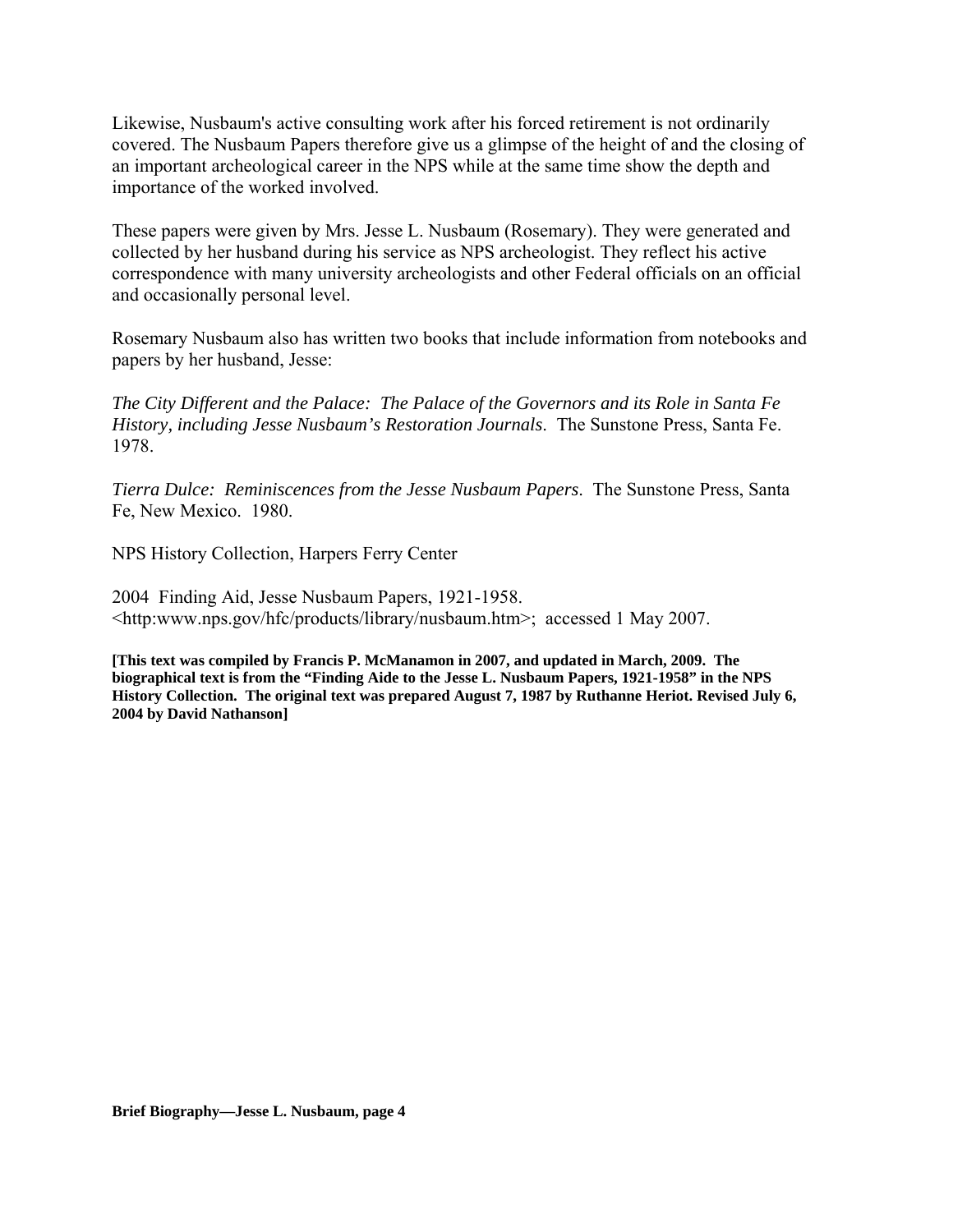Likewise, Nusbaum's active consulting work after his forced retirement is not ordinarily covered. The Nusbaum Papers therefore give us a glimpse of the height of and the closing of an important archeological career in the NPS while at the same time show the depth and importance of the worked involved.

These papers were given by Mrs. Jesse L. Nusbaum (Rosemary). They were generated and collected by her husband during his service as NPS archeologist. They reflect his active correspondence with many university archeologists and other Federal officials on an official and occasionally personal level.

Rosemary Nusbaum also has written two books that include information from notebooks and papers by her husband, Jesse:

*The City Different and the Palace: The Palace of the Governors and its Role in Santa Fe History, including Jesse Nusbaum's Restoration Journals*. The Sunstone Press, Santa Fe. 1978.

*Tierra Dulce: Reminiscences from the Jesse Nusbaum Papers*. The Sunstone Press, Santa Fe, New Mexico. 1980.

NPS History Collection, Harpers Ferry Center

2004 Finding Aid, Jesse Nusbaum Papers, 1921-1958. <http:www.nps.gov/hfc/products/library/nusbaum.htm>; accessed 1 May 2007.

**[This text was compiled by Francis P. McManamon in 2007, and updated in March, 2009. The biographical text is from the "Finding Aide to the Jesse L. Nusbaum Papers, 1921-1958" in the NPS History Collection. The original text was prepared August 7, 1987 by Ruthanne Heriot. Revised July 6, 2004 by David Nathanson]**